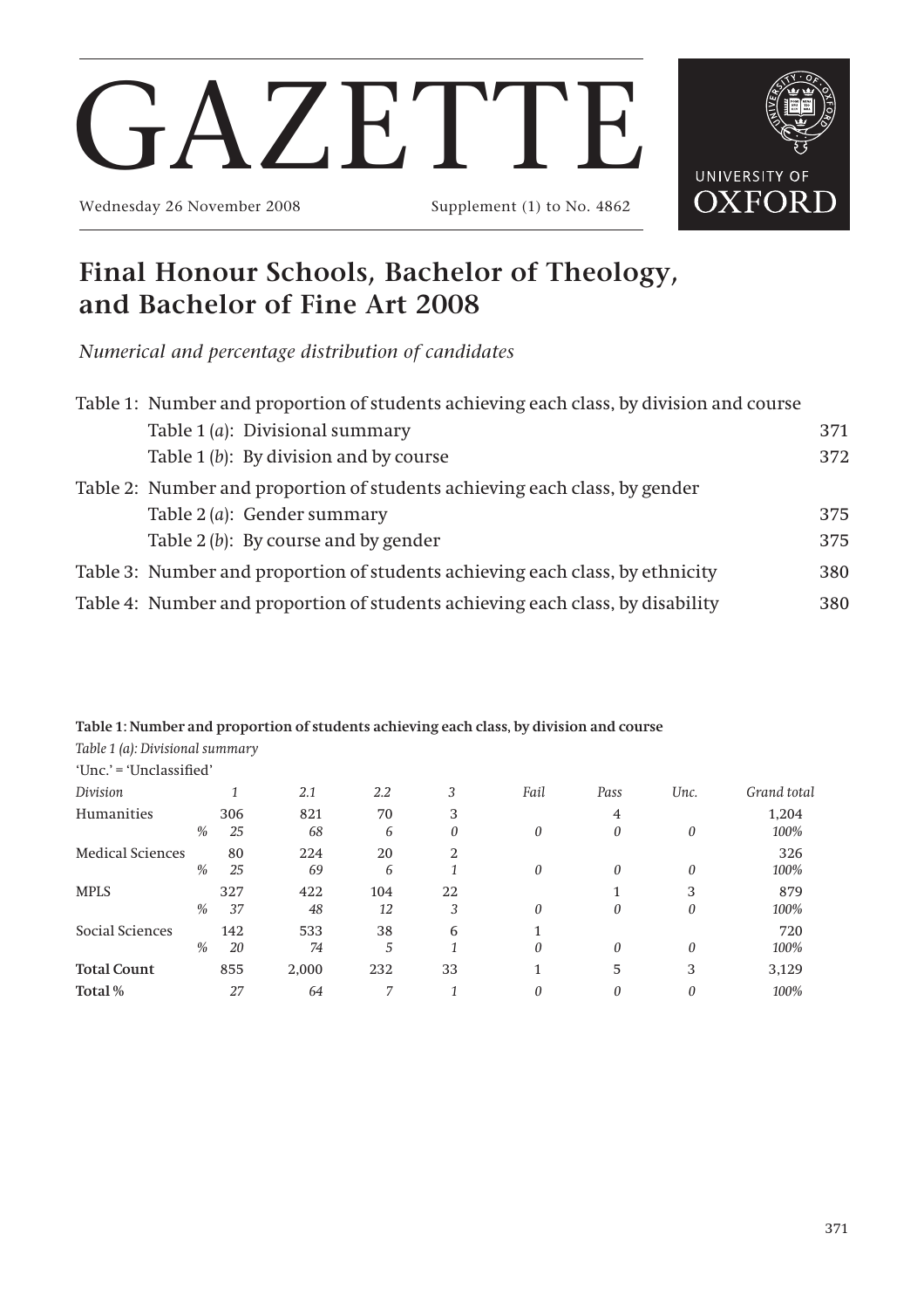# GAZETTE

Wednesday 26 November 2008 Supplement (1) to No. 4862

UNIVERSITY OF OXFORD

## Final Honour Schools, Bachelor of Theology, and Bachelor of Fine Art 2008

*Numerical and percentage distribution of candidates*

| | | |
|---|---|---|
| Table 1: Number and proportion of students achieving each class, by division and course | | |
| | Table 1 (*a*): Divisional summary | 371 |
| | Table 1 (*b*): By division and by course | 372 |
| Table 2: Number and proportion of students achieving each class, by gender | | |
| | Table 2 (*a*): Gender summary | 375 |
| | Table 2 (*b*): By course and by gender | 375 |
| Table 3: Number and proportion of students achieving each class, by ethnicity | | 380 |
| Table 4: Number and proportion of students achieving each class, by disability | | 380 |

**Table 1: Number and proportion of students achieving each class, by division and course**

*Table 1 (a): Divisional summary*

'Unc.' = 'Unclassified'

| *Division* | | *1* | *2.1* | *2.2* | *3* | *Fail* | *Pass* | *Unc.* | *Grand total* |
|---|---|---|---|---|---|---|---|---|---|
| Humanities | | 306 | 821 | 70 | 3 | | 4 | | 1,204 |
| | *%* | *25* | *68* | *6* | *0* | *0* | *0* | *0* | *100%* |
| Medical Sciences | | 80 | 224 | 20 | 2 | | | | 326 |
| | *%* | *25* | *69* | *6* | *1* | *0* | *0* | *0* | *100%* |
| MPLS | | 327 | 422 | 104 | 22 | | 1 | 3 | 879 |
| | *%* | *37* | *48* | *12* | *3* | *0* | *0* | *0* | *100%* |
| Social Sciences | | 142 | 533 | 38 | 6 | 1 | | | 720 |
| | *%* | *20* | *74* | *5* | *1* | *0* | *0* | *0* | *100%* |
| **Total Count** | | 855 | 2,000 | 232 | 33 | 1 | 5 | 3 | 3,129 |
| **Total %** | | *27* | *64* | *7* | *1* | *0* | *0* | *0* | *100%* |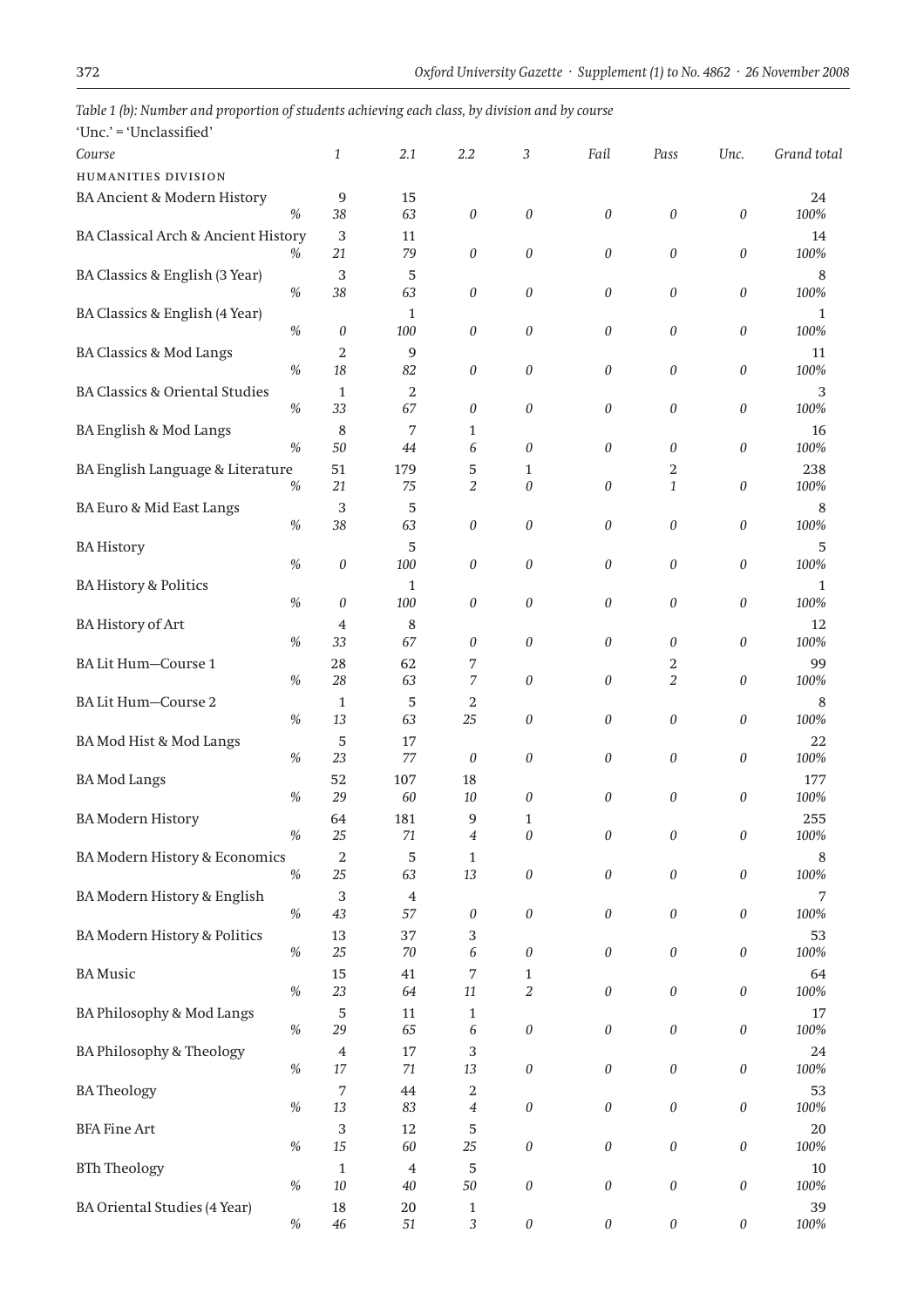*Table 1 (b): Number and proportion of students achieving each class, by division and by course*

'Unc.' = 'Unclassified'

| *Course* | | *1* | *2.1* | *2.2* | *3* | *Fail* | *Pass* | *Unc.* | *Grand total* |
|---|---|---|---|---|---|---|---|---|---|
| HUMANITIES DIVISION | | | | | | | | | |
| BA Ancient & Modern History | | 9 | 15 | | | | | | 24 |
| | % | 38 | 63 | 0 | 0 | 0 | 0 | 0 | 100% |
| BA Classical Arch & Ancient History | | 3 | 11 | | | | | | 14 |
| | % | 21 | 79 | 0 | 0 | 0 | 0 | 0 | 100% |
| BA Classics & English (3 Year) | | 3 | 5 | | | | | | 8 |
| | % | 38 | 63 | 0 | 0 | 0 | 0 | 0 | 100% |
| BA Classics & English (4 Year) | | | 1 | | | | | | 1 |
| | % | 0 | 100 | 0 | 0 | 0 | 0 | 0 | 100% |
| BA Classics & Mod Langs | | 2 | 9 | | | | | | 11 |
| | % | 18 | 82 | 0 | 0 | 0 | 0 | 0 | 100% |
| BA Classics & Oriental Studies | | 1 | 2 | | | | | | 3 |
| | % | 33 | 67 | 0 | 0 | 0 | 0 | 0 | 100% |
| BA English & Mod Langs | | 8 | 7 | 1 | | | | | 16 |
| | % | 50 | 44 | 6 | 0 | 0 | 0 | 0 | 100% |
| BA English Language & Literature | | 51 | 179 | 5 | 1 | | 2 | | 238 |
| | % | 21 | 75 | 2 | 0 | 0 | 1 | 0 | 100% |
| BA Euro & Mid East Langs | | 3 | 5 | | | | | | 8 |
| | % | 38 | 63 | 0 | 0 | 0 | 0 | 0 | 100% |
| BA History | | | 5 | | | | | | 5 |
| | % | 0 | 100 | 0 | 0 | 0 | 0 | 0 | 100% |
| BA History & Politics | | | 1 | | | | | | 1 |
| | % | 0 | 100 | 0 | 0 | 0 | 0 | 0 | 100% |
| BA History of Art | | 4 | 8 | | | | | | 12 |
| | % | 33 | 67 | 0 | 0 | 0 | 0 | 0 | 100% |
| BA Lit Hum—Course 1 | | 28 | 62 | 7 | | | 2 | | 99 |
| | % | 28 | 63 | 7 | 0 | 0 | 2 | 0 | 100% |
| BA Lit Hum—Course 2 | | 1 | 5 | 2 | | | | | 8 |
| | % | 13 | 63 | 25 | 0 | 0 | 0 | 0 | 100% |
| BA Mod Hist & Mod Langs | | 5 | 17 | | | | | | 22 |
| | % | 23 | 77 | 0 | 0 | 0 | 0 | 0 | 100% |
| BA Mod Langs | | 52 | 107 | 18 | | | | | 177 |
| | % | 29 | 60 | 10 | 0 | 0 | 0 | 0 | 100% |
| BA Modern History | | 64 | 181 | 9 | 1 | | | | 255 |
| | % | 25 | 71 | 4 | 0 | 0 | 0 | 0 | 100% |
| BA Modern History & Economics | | 2 | 5 | 1 | | | | | 8 |
| | % | 25 | 63 | 13 | 0 | 0 | 0 | 0 | 100% |
| BA Modern History & English | | 3 | 4 | | | | | | 7 |
| | % | 43 | 57 | 0 | 0 | 0 | 0 | 0 | 100% |
| BA Modern History & Politics | | 13 | 37 | 3 | | | | | 53 |
| | % | 25 | 70 | 6 | 0 | 0 | 0 | 0 | 100% |
| BA Music | | 15 | 41 | 7 | 1 | | | | 64 |
| | % | 23 | 64 | 11 | 2 | 0 | 0 | 0 | 100% |
| BA Philosophy & Mod Langs | | 5 | 11 | 1 | | | | | 17 |
| | % | 29 | 65 | 6 | 0 | 0 | 0 | 0 | 100% |
| BA Philosophy & Theology | | 4 | 17 | 3 | | | | | 24 |
| | % | 17 | 71 | 13 | 0 | 0 | 0 | 0 | 100% |
| BA Theology | | 7 | 44 | 2 | | | | | 53 |
| | % | 13 | 83 | 4 | 0 | 0 | 0 | 0 | 100% |
| BFA Fine Art | | 3 | 12 | 5 | | | | | 20 |
| | % | 15 | 60 | 25 | 0 | 0 | 0 | 0 | 100% |
| BTh Theology | | 1 | 4 | 5 | | | | | 10 |
| | % | 10 | 40 | 50 | 0 | 0 | 0 | 0 | 100% |
| BA Oriental Studies (4 Year) | | 18 | 20 | 1 | | | | | 39 |
| | % | 46 | 51 | 3 | 0 | 0 | 0 | 0 | 100% |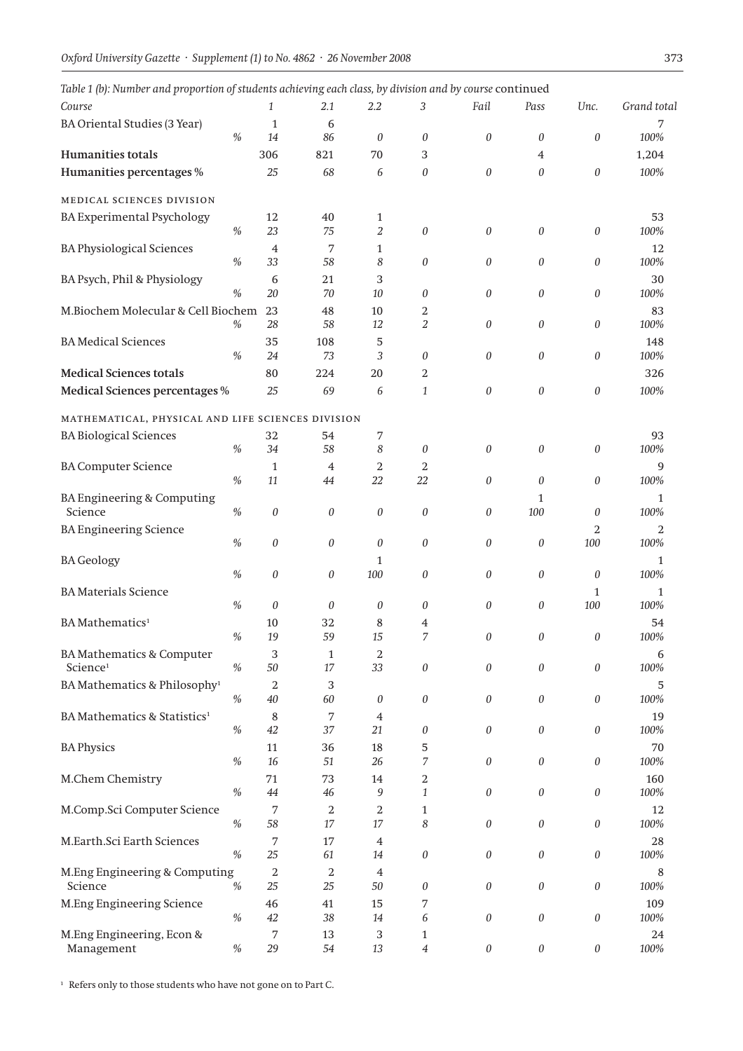*Table 1 (b): Number and proportion of students achieving each class, by division and by course* continued

| *Course* | | *1* | *2.1* | *2.2* | *3* | *Fail* | *Pass* | *Unc.* | *Grand total* |
|---|---|---|---|---|---|---|---|---|---|
| BA Oriental Studies (3 Year) | | 1 | 6 | | | | | | 7 |
| | *%* | *14* | *86* | *0* | *0* | *0* | *0* | *0* | *100%* |
| **Humanities totals** | | 306 | 821 | 70 | 3 | | 4 | | 1,204 |
| **Humanities percentages %** | | *25* | *68* | *6* | *0* | *0* | *0* | *0* | *100%* |
| MEDICAL SCIENCES DIVISION | | | | | | | | | |
| BA Experimental Psychology | | 12 | 40 | 1 | | | | | 53 |
| | *%* | *23* | *75* | *2* | *0* | *0* | *0* | *0* | *100%* |
| BA Physiological Sciences | | 4 | 7 | 1 | | | | | 12 |
| | *%* | *33* | *58* | *8* | *0* | *0* | *0* | *0* | *100%* |
| BA Psych, Phil & Physiology | | 6 | 21 | 3 | | | | | 30 |
| | *%* | *20* | *70* | *10* | *0* | *0* | *0* | *0* | *100%* |
| M.Biochem Molecular & Cell Biochem | | 23 | 48 | 10 | 2 | | | | 83 |
| | *%* | *28* | *58* | *12* | *2* | *0* | *0* | *0* | *100%* |
| BA Medical Sciences | | 35 | 108 | 5 | | | | | 148 |
| | *%* | *24* | *73* | *3* | *0* | *0* | *0* | *0* | *100%* |
| **Medical Sciences totals** | | 80 | 224 | 20 | 2 | | | | 326 |
| **Medical Sciences percentages %** | | *25* | *69* | *6* | *1* | *0* | *0* | *0* | *100%* |
| MATHEMATICAL, PHYSICAL AND LIFE SCIENCES DIVISION | | | | | | | | | |
| BA Biological Sciences | | 32 | 54 | 7 | | | | | 93 |
| | *%* | *34* | *58* | *8* | *0* | *0* | *0* | *0* | *100%* |
| BA Computer Science | | 1 | 4 | 2 | 2 | | | | 9 |
| | *%* | *11* | *44* | *22* | *22* | *0* | *0* | *0* | *100%* |
| BA Engineering & Computing Science | | | | | | | 1 | | 1 |
| | *%* | *0* | *0* | *0* | *0* | *0* | *100* | *0* | *100%* |
| BA Engineering Science | | | | | | | | 2 | 2 |
| | *%* | *0* | *0* | *0* | *0* | *0* | *0* | *100* | *100%* |
| BA Geology | | | | 1 | | | | | 1 |
| | *%* | *0* | *0* | *100* | *0* | *0* | *0* | *0* | *100%* |
| BA Materials Science | | | | | | | | 1 | 1 |
| | *%* | *0* | *0* | *0* | *0* | *0* | *0* | *100* | *100%* |
| BA Mathematics[1] | | 10 | 32 | 8 | 4 | | | | 54 |
| | *%* | *19* | *59* | *15* | *7* | *0* | *0* | *0* | *100%* |
| BA Mathematics & Computer Science[1] | | 3 | 1 | 2 | | | | | 6 |
| | *%* | *50* | *17* | *33* | *0* | *0* | *0* | *0* | *100%* |
| BA Mathematics & Philosophy[1] | | 2 | 3 | | | | | | 5 |
| | *%* | *40* | *60* | *0* | *0* | *0* | *0* | *0* | *100%* |
| BA Mathematics & Statistics[1] | | 8 | 7 | 4 | | | | | 19 |
| | *%* | *42* | *37* | *21* | *0* | *0* | *0* | *0* | *100%* |
| BA Physics | | 11 | 36 | 18 | 5 | | | | 70 |
| | *%* | *16* | *51* | *26* | *7* | *0* | *0* | *0* | *100%* |
| M.Chem Chemistry | | 71 | 73 | 14 | 2 | | | | 160 |
| | *%* | *44* | *46* | *9* | *1* | *0* | *0* | *0* | *100%* |
| M.Comp.Sci Computer Science | | 7 | 2 | 2 | 1 | | | | 12 |
| | *%* | *58* | *17* | *17* | *8* | *0* | *0* | *0* | *100%* |
| M.Earth.Sci Earth Sciences | | 7 | 17 | 4 | | | | | 28 |
| | *%* | *25* | *61* | *14* | *0* | *0* | *0* | *0* | *100%* |
| M.Eng Engineering & Computing Science | | 2 | 2 | 4 | | | | | 8 |
| | *%* | *25* | *25* | *50* | *0* | *0* | *0* | *0* | *100%* |
| M.Eng Engineering Science | | 46 | 41 | 15 | 7 | | | | 109 |
| | *%* | *42* | *38* | *14* | *6* | *0* | *0* | *0* | *100%* |
| M.Eng Engineering, Econ & Management | | 7 | 13 | 3 | 1 | | | | 24 |
| | *%* | *29* | *54* | *13* | *4* | *0* | *0* | *0* | *100%* |

[1] Refers only to those students who have not gone on to Part C.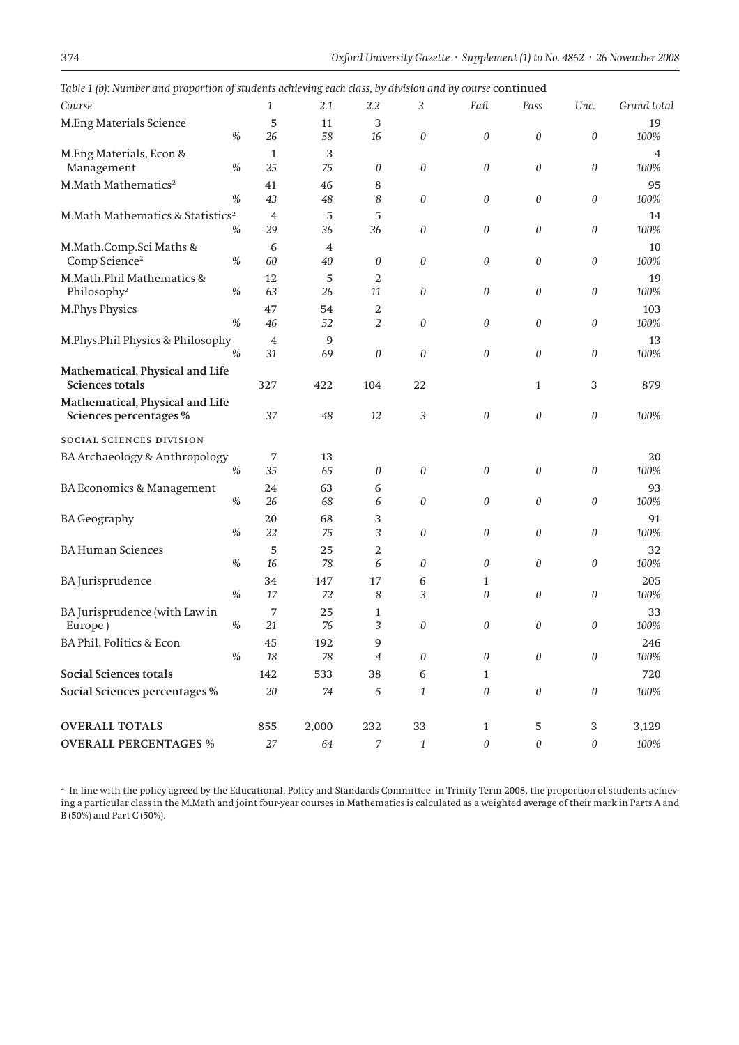*Table 1 (b): Number and proportion of students achieving each class, by division and by course* continued

| Course | | 1 | 2.1 | 2.2 | 3 | Fail | Pass | Unc. | Grand total |
|---|---|---|---|---|---|---|---|---|---|
| M.Eng Materials Science | | 5 | 11 | 3 | | | | | 19 |
| | % | 26 | 58 | 16 | 0 | 0 | 0 | 0 | 100% |
| M.Eng Materials, Econ & Management | | 1 | 3 | | | | | | 4 |
| | % | 25 | 75 | 0 | 0 | 0 | 0 | 0 | 100% |
| M.Math Mathematics[2] | | 41 | 46 | 8 | | | | | 95 |
| | % | 43 | 48 | 8 | 0 | 0 | 0 | 0 | 100% |
| M.Math Mathematics & Statistics[2] | | 4 | 5 | 5 | | | | | 14 |
| | % | 29 | 36 | 36 | 0 | 0 | 0 | 0 | 100% |
| M.Math.Comp.Sci Maths & Comp Science[2] | | 6 | 4 | | | | | | 10 |
| | % | 60 | 40 | 0 | 0 | 0 | 0 | 0 | 100% |
| M.Math.Phil Mathematics & Philosophy[2] | | 12 | 5 | 2 | | | | | 19 |
| | % | 63 | 26 | 11 | 0 | 0 | 0 | 0 | 100% |
| M.Phys Physics | | 47 | 54 | 2 | | | | | 103 |
| | % | 46 | 52 | 2 | 0 | 0 | 0 | 0 | 100% |
| M.Phys.Phil Physics & Philosophy | | 4 | 9 | | | | | | 13 |
| | % | 31 | 69 | 0 | 0 | 0 | 0 | 0 | 100% |
| **Mathematical, Physical and Life Sciences totals** | | 327 | 422 | 104 | 22 | | 1 | 3 | 879 |
| **Mathematical, Physical and Life Sciences percentages %** | | 37 | 48 | 12 | 3 | 0 | 0 | 0 | 100% |
| SOCIAL SCIENCES DIVISION | | | | | | | | | |
| BA Archaeology & Anthropology | | 7 | 13 | | | | | | 20 |
| | % | 35 | 65 | 0 | 0 | 0 | 0 | 0 | 100% |
| BA Economics & Management | | 24 | 63 | 6 | | | | | 93 |
| | % | 26 | 68 | 6 | 0 | 0 | 0 | 0 | 100% |
| BA Geography | | 20 | 68 | 3 | | | | | 91 |
| | % | 22 | 75 | 3 | 0 | 0 | 0 | 0 | 100% |
| BA Human Sciences | | 5 | 25 | 2 | | | | | 32 |
| | % | 16 | 78 | 6 | 0 | 0 | 0 | 0 | 100% |
| BA Jurisprudence | | 34 | 147 | 17 | 6 | 1 | | | 205 |
| | % | 17 | 72 | 8 | 3 | 0 | 0 | 0 | 100% |
| BA Jurisprudence (with Law in Europe ) | | 7 | 25 | 1 | | | | | 33 |
| | % | 21 | 76 | 3 | 0 | 0 | 0 | 0 | 100% |
| BA Phil, Politics & Econ | | 45 | 192 | 9 | | | | | 246 |
| | % | 18 | 78 | 4 | 0 | 0 | 0 | 0 | 100% |
| **Social Sciences totals** | | 142 | 533 | 38 | 6 | 1 | | | 720 |
| **Social Sciences percentages %** | | 20 | 74 | 5 | 1 | 0 | 0 | 0 | 100% |
| **OVERALL TOTALS** | | 855 | 2,000 | 232 | 33 | 1 | 5 | 3 | 3,129 |
| **OVERALL PERCENTAGES %** | | 27 | 64 | 7 | 1 | 0 | 0 | 0 | 100% |

[2] In line with the policy agreed by the Educational, Policy and Standards Committee in Trinity Term 2008, the proportion of students achieving a particular class in the M.Math and joint four-year courses in Mathematics is calculated as a weighted average of their mark in Parts A and B (50%) and Part C (50%).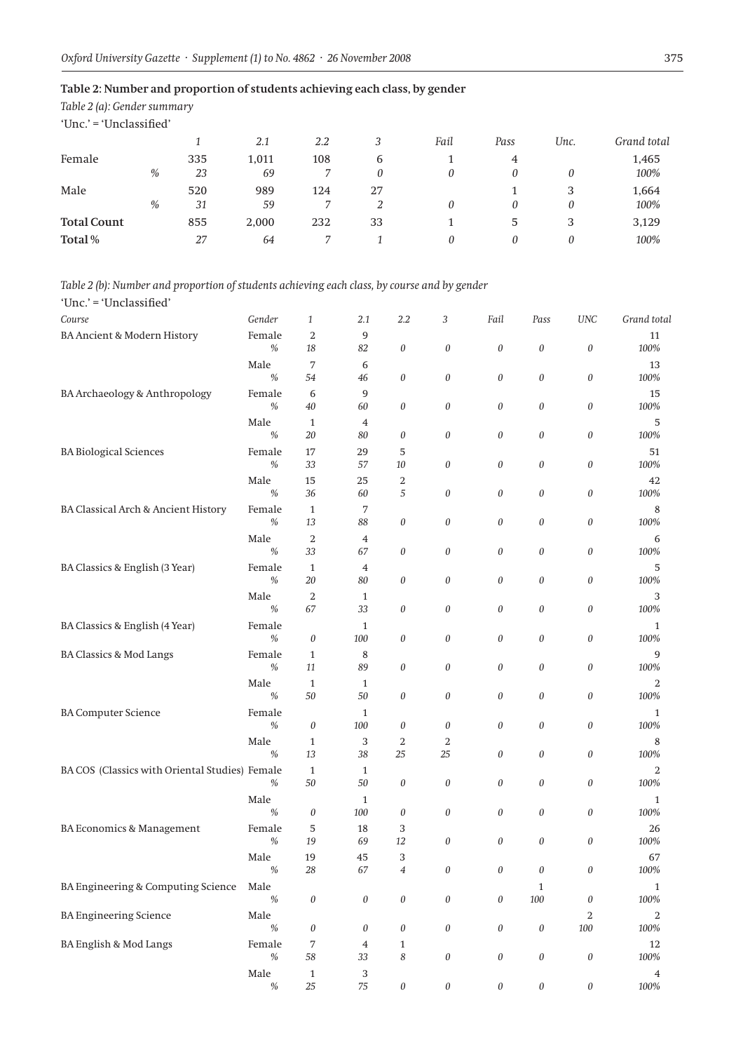## Table 2: Number and proportion of students achieving each class, by gender

*Table 2 (a): Gender summary*

'Unc.' = 'Unclassified'

| | | *1* | *2.1* | *2.2* | *3* | *Fail* | *Pass* | *Unc.* | *Grand total* |
|---|---|---|---|---|---|---|---|---|---|
| Female | | 335 | 1,011 | 108 | 6 | 1 | 4 | | 1,465 |
| | *%* | *23* | *69* | *7* | *0* | *0* | *0* | *0* | *100%* |
| Male | | 520 | 989 | 124 | 27 | | 1 | 3 | 1,664 |
| | *%* | *31* | *59* | *7* | *2* | *0* | *0* | *0* | *100%* |
| **Total Count** | | 855 | 2,000 | 232 | 33 | 1 | 5 | 3 | 3,129 |
| **Total %** | | *27* | *64* | *7* | *1* | *0* | *0* | *0* | *100%* |

*Table 2 (b): Number and proportion of students achieving each class, by course and by gender*

'Unc.' = 'Unclassified'

| *Course* | *Gender* | *1* | *2.1* | *2.2* | *3* | *Fail* | *Pass* | *UNC* | *Grand total* |
|---|---|---|---|---|---|---|---|---|---|
| BA Ancient & Modern History | Female | 2 | 9 | | | | | | 11 |
| | *%* | *18* | *82* | *0* | *0* | *0* | *0* | *0* | *100%* |
| | Male | 7 | 6 | | | | | | 13 |
| | *%* | *54* | *46* | *0* | *0* | *0* | *0* | *0* | *100%* |
| BA Archaeology & Anthropology | Female | 6 | 9 | | | | | | 15 |
| | *%* | *40* | *60* | *0* | *0* | *0* | *0* | *0* | *100%* |
| | Male | 1 | 4 | | | | | | 5 |
| | *%* | *20* | *80* | *0* | *0* | *0* | *0* | *0* | *100%* |
| BA Biological Sciences | Female | 17 | 29 | 5 | | | | | 51 |
| | *%* | *33* | *57* | *10* | *0* | *0* | *0* | *0* | *100%* |
| | Male | 15 | 25 | 2 | | | | | 42 |
| | *%* | *36* | *60* | *5* | *0* | *0* | *0* | *0* | *100%* |
| BA Classical Arch & Ancient History | Female | 1 | 7 | | | | | | 8 |
| | *%* | *13* | *88* | *0* | *0* | *0* | *0* | *0* | *100%* |
| | Male | 2 | 4 | | | | | | 6 |
| | *%* | *33* | *67* | *0* | *0* | *0* | *0* | *0* | *100%* |
| BA Classics & English (3 Year) | Female | 1 | 4 | | | | | | 5 |
| | *%* | *20* | *80* | *0* | *0* | *0* | *0* | *0* | *100%* |
| | Male | 2 | 1 | | | | | | 3 |
| | *%* | *67* | *33* | *0* | *0* | *0* | *0* | *0* | *100%* |
| BA Classics & English (4 Year) | Female | | 1 | | | | | | 1 |
| | *%* | *0* | *100* | *0* | *0* | *0* | *0* | *0* | *100%* |
| BA Classics & Mod Langs | Female | 1 | 8 | | | | | | 9 |
| | *%* | *11* | *89* | *0* | *0* | *0* | *0* | *0* | *100%* |
| | Male | 1 | 1 | | | | | | 2 |
| | *%* | *50* | *50* | *0* | *0* | *0* | *0* | *0* | *100%* |
| BA Computer Science | Female | | 1 | | | | | | 1 |
| | *%* | *0* | *100* | *0* | *0* | *0* | *0* | *0* | *100%* |
| | Male | 1 | 3 | 2 | 2 | | | | 8 |
| | *%* | *13* | *38* | *25* | *25* | *0* | *0* | *0* | *100%* |
| BA COS (Classics with Oriental Studies) | Female | 1 | 1 | | | | | | 2 |
| | *%* | *50* | *50* | *0* | *0* | *0* | *0* | *0* | *100%* |
| | Male | | 1 | | | | | | 1 |
| | *%* | *0* | *100* | *0* | *0* | *0* | *0* | *0* | *100%* |
| BA Economics & Management | Female | 5 | 18 | 3 | | | | | 26 |
| | *%* | *19* | *69* | *12* | *0* | *0* | *0* | *0* | *100%* |
| | Male | 19 | 45 | 3 | | | | | 67 |
| | *%* | *28* | *67* | *4* | *0* | *0* | *0* | *0* | *100%* |
| BA Engineering & Computing Science | Male | | | | | | 1 | | 1 |
| | *%* | *0* | *0* | *0* | *0* | *0* | *100* | *0* | *100%* |
| BA Engineering Science | Male | | | | | | | 2 | 2 |
| | *%* | *0* | *0* | *0* | *0* | *0* | *0* | *100* | *100%* |
| BA English & Mod Langs | Female | 7 | 4 | 1 | | | | | 12 |
| | *%* | *58* | *33* | *8* | *0* | *0* | *0* | *0* | *100%* |
| | Male | 1 | 3 | | | | | | 4 |
| | *%* | *25* | *75* | *0* | *0* | *0* | *0* | *0* | *100%* |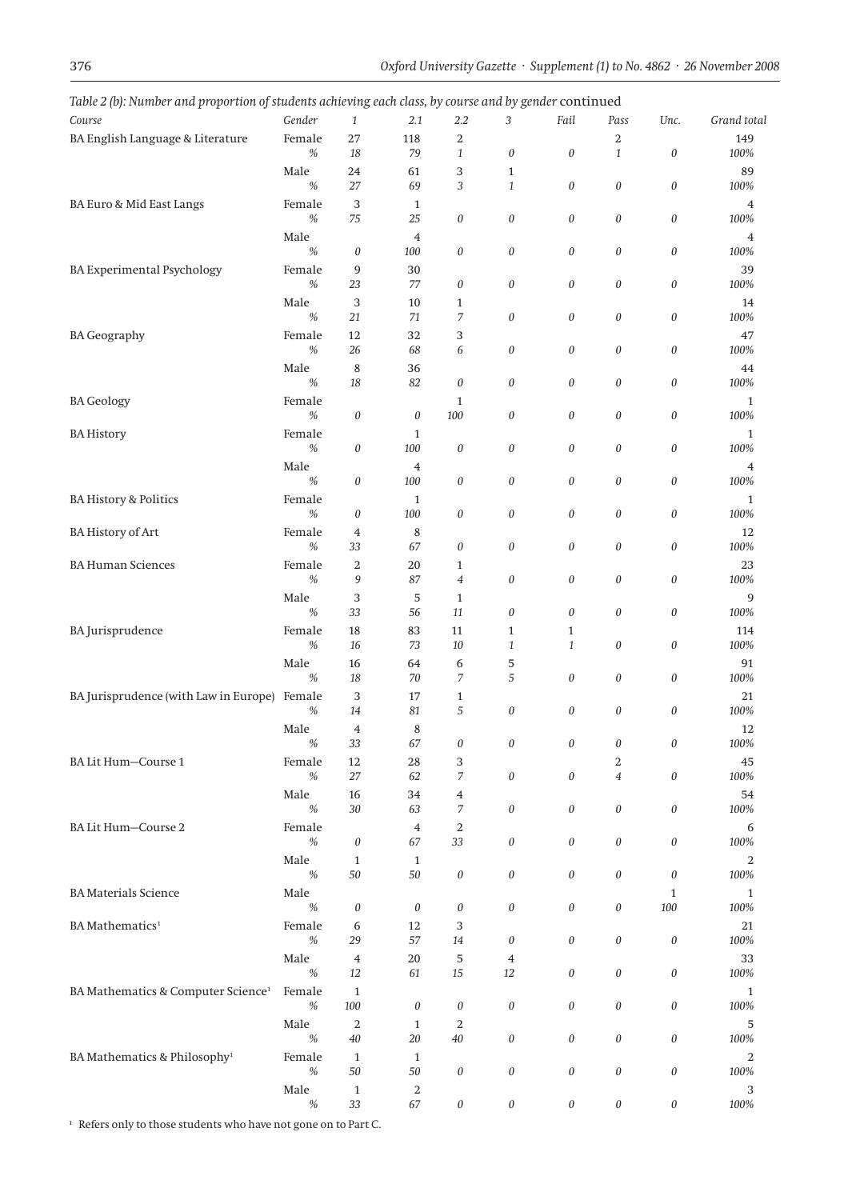*Table 2 (b): Number and proportion of students achieving each class, by course and by gender* continued

| Course | Gender | 1 | 2.1 | 2.2 | 3 | Fail | Pass | Unc. | Grand total |
|---|---|---|---|---|---|---|---|---|---|
| BA English Language & Literature | Female | 27 | 118 | 2 | | | 2 | | 149 |
| | % | 18 | 79 | 1 | 0 | 0 | 1 | 0 | 100% |
| | Male | 24 | 61 | 3 | 1 | | | | 89 |
| | % | 27 | 69 | 3 | 1 | 0 | 0 | 0 | 100% |
| BA Euro & Mid East Langs | Female | 3 | 1 | | | | | | 4 |
| | % | 75 | 25 | 0 | 0 | 0 | 0 | 0 | 100% |
| | Male | | 4 | | | | | | 4 |
| | % | 0 | 100 | 0 | 0 | 0 | 0 | 0 | 100% |
| BA Experimental Psychology | Female | 9 | 30 | | | | | | 39 |
| | % | 23 | 77 | 0 | 0 | 0 | 0 | 0 | 100% |
| | Male | 3 | 10 | 1 | | | | | 14 |
| | % | 21 | 71 | 7 | 0 | 0 | 0 | 0 | 100% |
| BA Geography | Female | 12 | 32 | 3 | | | | | 47 |
| | % | 26 | 68 | 6 | 0 | 0 | 0 | 0 | 100% |
| | Male | 8 | 36 | | | | | | 44 |
| | % | 18 | 82 | 0 | 0 | 0 | 0 | 0 | 100% |
| BA Geology | Female | | | 1 | | | | | 1 |
| | % | 0 | 0 | 100 | 0 | 0 | 0 | 0 | 100% |
| BA History | Female | | 1 | | | | | | 1 |
| | % | 0 | 100 | 0 | 0 | 0 | 0 | 0 | 100% |
| | Male | | 4 | | | | | | 4 |
| | % | 0 | 100 | 0 | 0 | 0 | 0 | 0 | 100% |
| BA History & Politics | Female | | 1 | | | | | | 1 |
| | % | 0 | 100 | 0 | 0 | 0 | 0 | 0 | 100% |
| BA History of Art | Female | 4 | 8 | | | | | | 12 |
| | % | 33 | 67 | 0 | 0 | 0 | 0 | 0 | 100% |
| BA Human Sciences | Female | 2 | 20 | 1 | | | | | 23 |
| | % | 9 | 87 | 4 | 0 | 0 | 0 | 0 | 100% |
| | Male | 3 | 5 | 1 | | | | | 9 |
| | % | 33 | 56 | 11 | 0 | 0 | 0 | 0 | 100% |
| BA Jurisprudence | Female | 18 | 83 | 11 | 1 | 1 | | | 114 |
| | % | 16 | 73 | 10 | 1 | 1 | 0 | 0 | 100% |
| | Male | 16 | 64 | 6 | 5 | | | | 91 |
| | % | 18 | 70 | 7 | 5 | 0 | 0 | 0 | 100% |
| BA Jurisprudence (with Law in Europe) | Female | 3 | 17 | 1 | | | | | 21 |
| | % | 14 | 81 | 5 | 0 | 0 | 0 | 0 | 100% |
| | Male | 4 | 8 | | | | | | 12 |
| | % | 33 | 67 | 0 | 0 | 0 | 0 | 0 | 100% |
| BA Lit Hum—Course 1 | Female | 12 | 28 | 3 | | | 2 | | 45 |
| | % | 27 | 62 | 7 | 0 | 0 | 4 | 0 | 100% |
| | Male | 16 | 34 | 4 | | | | | 54 |
| | % | 30 | 63 | 7 | 0 | 0 | 0 | 0 | 100% |
| BA Lit Hum—Course 2 | Female | | 4 | 2 | | | | | 6 |
| | % | 0 | 67 | 33 | 0 | 0 | 0 | 0 | 100% |
| | Male | 1 | 1 | | | | | | 2 |
| | % | 50 | 50 | 0 | 0 | 0 | 0 | 0 | 100% |
| BA Materials Science | Male | | | | | | | 1 | 1 |
| | % | 0 | 0 | 0 | 0 | 0 | 0 | 100 | 100% |
| BA Mathematics[1] | Female | 6 | 12 | 3 | | | | | 21 |
| | % | 29 | 57 | 14 | 0 | 0 | 0 | 0 | 100% |
| | Male | 4 | 20 | 5 | 4 | | | | 33 |
| | % | 12 | 61 | 15 | 12 | 0 | 0 | 0 | 100% |
| BA Mathematics & Computer Science[1] | Female | 1 | | | | | | | 1 |
| | % | 100 | 0 | 0 | 0 | 0 | 0 | 0 | 100% |
| | Male | 2 | 1 | 2 | | | | | 5 |
| | % | 40 | 20 | 40 | 0 | 0 | 0 | 0 | 100% |
| BA Mathematics & Philosophy[1] | Female | 1 | 1 | | | | | | 2 |
| | % | 50 | 50 | 0 | 0 | 0 | 0 | 0 | 100% |
| | Male | 1 | 2 | | | | | | 3 |
| | % | 33 | 67 | 0 | 0 | 0 | 0 | 0 | 100% |

[1] Refers only to those students who have not gone on to Part C.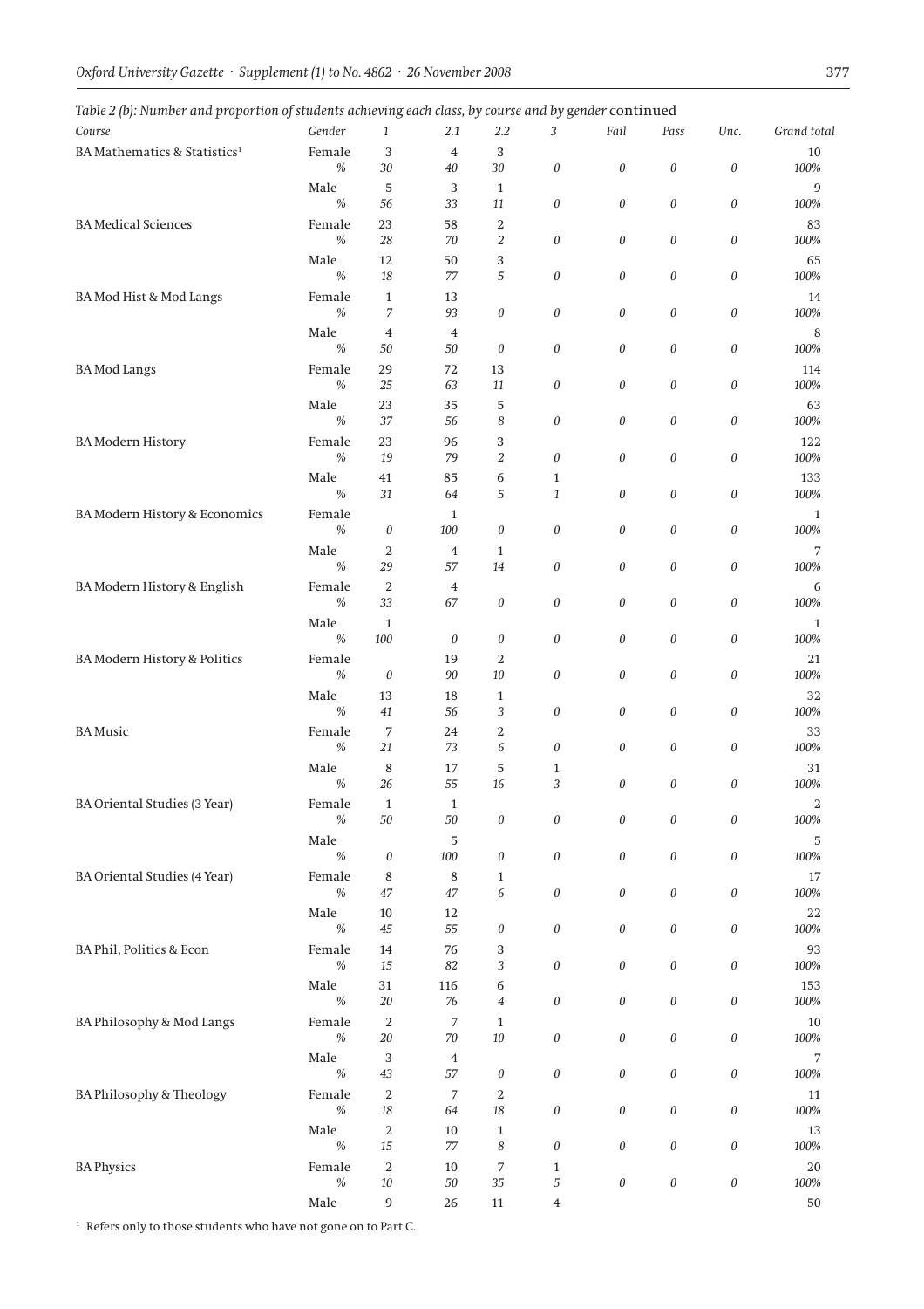*Table 2 (b): Number and proportion of students achieving each class, by course and by gender* continued

| Course | Gender | 1 | 2.1 | 2.2 | 3 | Fail | Pass | Unc. | Grand total |
|---|---|---|---|---|---|---|---|---|---|
| BA Mathematics & Statistics[1] | Female | 3 | 4 | 3 | | | | | 10 |
| | % | 30 | 40 | 30 | 0 | 0 | 0 | 0 | 100% |
| | Male | 5 | 3 | 1 | | | | | 9 |
| | % | 56 | 33 | 11 | 0 | 0 | 0 | 0 | 100% |
| BA Medical Sciences | Female | 23 | 58 | 2 | | | | | 83 |
| | % | 28 | 70 | 2 | 0 | 0 | 0 | 0 | 100% |
| | Male | 12 | 50 | 3 | | | | | 65 |
| | % | 18 | 77 | 5 | 0 | 0 | 0 | 0 | 100% |
| BA Mod Hist & Mod Langs | Female | 1 | 13 | | | | | | 14 |
| | % | 7 | 93 | 0 | 0 | 0 | 0 | 0 | 100% |
| | Male | 4 | 4 | | | | | | 8 |
| | % | 50 | 50 | 0 | 0 | 0 | 0 | 0 | 100% |
| BA Mod Langs | Female | 29 | 72 | 13 | | | | | 114 |
| | % | 25 | 63 | 11 | 0 | 0 | 0 | 0 | 100% |
| | Male | 23 | 35 | 5 | | | | | 63 |
| | % | 37 | 56 | 8 | 0 | 0 | 0 | 0 | 100% |
| BA Modern History | Female | 23 | 96 | 3 | | | | | 122 |
| | % | 19 | 79 | 2 | 0 | 0 | 0 | 0 | 100% |
| | Male | 41 | 85 | 6 | 1 | | | | 133 |
| | % | 31 | 64 | 5 | 1 | 0 | 0 | 0 | 100% |
| BA Modern History & Economics | Female | | 1 | | | | | | 1 |
| | % | 0 | 100 | 0 | 0 | 0 | 0 | 0 | 100% |
| | Male | 2 | 4 | 1 | | | | | 7 |
| | % | 29 | 57 | 14 | 0 | 0 | 0 | 0 | 100% |
| BA Modern History & English | Female | 2 | 4 | | | | | | 6 |
| | % | 33 | 67 | 0 | 0 | 0 | 0 | 0 | 100% |
| | Male | 1 | | | | | | | 1 |
| | % | 100 | 0 | 0 | 0 | 0 | 0 | 0 | 100% |
| BA Modern History & Politics | Female | | 19 | 2 | | | | | 21 |
| | % | 0 | 90 | 10 | 0 | 0 | 0 | 0 | 100% |
| | Male | 13 | 18 | 1 | | | | | 32 |
| | % | 41 | 56 | 3 | 0 | 0 | 0 | 0 | 100% |
| BA Music | Female | 7 | 24 | 2 | | | | | 33 |
| | % | 21 | 73 | 6 | 0 | 0 | 0 | 0 | 100% |
| | Male | 8 | 17 | 5 | 1 | | | | 31 |
| | % | 26 | 55 | 16 | 3 | 0 | 0 | 0 | 100% |
| BA Oriental Studies (3 Year) | Female | 1 | 1 | | | | | | 2 |
| | % | 50 | 50 | 0 | 0 | 0 | 0 | 0 | 100% |
| | Male | | 5 | | | | | | 5 |
| | % | 0 | 100 | 0 | 0 | 0 | 0 | 0 | 100% |
| BA Oriental Studies (4 Year) | Female | 8 | 8 | 1 | | | | | 17 |
| | % | 47 | 47 | 6 | 0 | 0 | 0 | 0 | 100% |
| | Male | 10 | 12 | | | | | | 22 |
| | % | 45 | 55 | 0 | 0 | 0 | 0 | 0 | 100% |
| BA Phil, Politics & Econ | Female | 14 | 76 | 3 | | | | | 93 |
| | % | 15 | 82 | 3 | 0 | 0 | 0 | 0 | 100% |
| | Male | 31 | 116 | 6 | | | | | 153 |
| | % | 20 | 76 | 4 | 0 | 0 | 0 | 0 | 100% |
| BA Philosophy & Mod Langs | Female | 2 | 7 | 1 | | | | | 10 |
| | % | 20 | 70 | 10 | 0 | 0 | 0 | 0 | 100% |
| | Male | 3 | 4 | | | | | | 7 |
| | % | 43 | 57 | 0 | 0 | 0 | 0 | 0 | 100% |
| BA Philosophy & Theology | Female | 2 | 7 | 2 | | | | | 11 |
| | % | 18 | 64 | 18 | 0 | 0 | 0 | 0 | 100% |
| | Male | 2 | 10 | 1 | | | | | 13 |
| | % | 15 | 77 | 8 | 0 | 0 | 0 | 0 | 100% |
| BA Physics | Female | 2 | 10 | 7 | 1 | | | | 20 |
| | % | 10 | 50 | 35 | 5 | 0 | 0 | 0 | 100% |
| | Male | 9 | 26 | 11 | 4 | | | | 50 |

[1] Refers only to those students who have not gone on to Part C.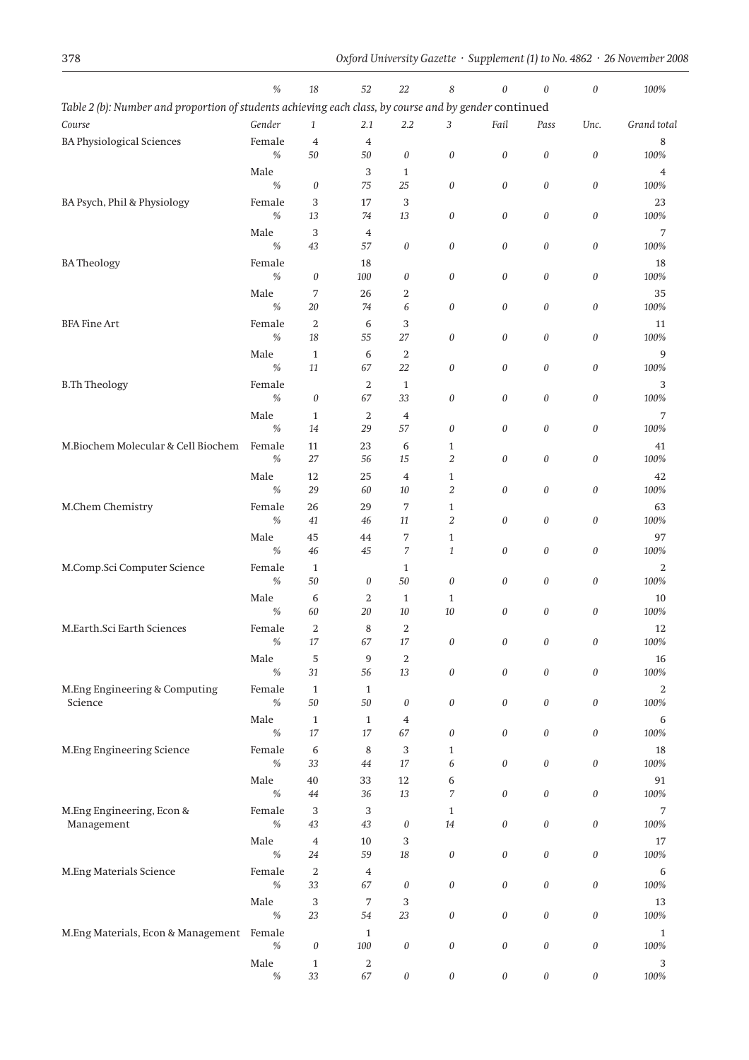| | % | 18 | 52 | 22 | 8 | 0 | 0 | 0 | 100% |
|---|---|---|---|---|---|---|---|---|---|

Table 2 (b): Number and proportion of students achieving each class, by course and by gender continued

| Course | Gender | 1 | 2.1 | 2.2 | 3 | Fail | Pass | Unc. | Grand total |
|---|---|---|---|---|---|---|---|---|---|
| BA Physiological Sciences | Female | 4 | 4 | | | | | | 8 |
| | % | 50 | 50 | 0 | 0 | 0 | 0 | 0 | 100% |
| | Male | | 3 | 1 | | | | | 4 |
| | % | 0 | 75 | 25 | 0 | 0 | 0 | 0 | 100% |
| BA Psych, Phil & Physiology | Female | 3 | 17 | 3 | | | | | 23 |
| | % | 13 | 74 | 13 | 0 | 0 | 0 | 0 | 100% |
| | Male | 3 | 4 | | | | | | 7 |
| | % | 43 | 57 | 0 | 0 | 0 | 0 | 0 | 100% |
| BA Theology | Female | | 18 | | | | | | 18 |
| | % | 0 | 100 | 0 | 0 | 0 | 0 | 0 | 100% |
| | Male | 7 | 26 | 2 | | | | | 35 |
| | % | 20 | 74 | 6 | 0 | 0 | 0 | 0 | 100% |
| BFA Fine Art | Female | 2 | 6 | 3 | | | | | 11 |
| | % | 18 | 55 | 27 | 0 | 0 | 0 | 0 | 100% |
| | Male | 1 | 6 | 2 | | | | | 9 |
| | % | 11 | 67 | 22 | 0 | 0 | 0 | 0 | 100% |
| B.Th Theology | Female | | 2 | 1 | | | | | 3 |
| | % | 0 | 67 | 33 | 0 | 0 | 0 | 0 | 100% |
| | Male | 1 | 2 | 4 | | | | | 7 |
| | % | 14 | 29 | 57 | 0 | 0 | 0 | 0 | 100% |
| M.Biochem Molecular & Cell Biochem | Female | 11 | 23 | 6 | 1 | | | | 41 |
| | % | 27 | 56 | 15 | 2 | 0 | 0 | 0 | 100% |
| | Male | 12 | 25 | 4 | 1 | | | | 42 |
| | % | 29 | 60 | 10 | 2 | 0 | 0 | 0 | 100% |
| M.Chem Chemistry | Female | 26 | 29 | 7 | 1 | | | | 63 |
| | % | 41 | 46 | 11 | 2 | 0 | 0 | 0 | 100% |
| | Male | 45 | 44 | 7 | 1 | | | | 97 |
| | % | 46 | 45 | 7 | 1 | 0 | 0 | 0 | 100% |
| M.Comp.Sci Computer Science | Female | 1 | | 1 | | | | | 2 |
| | % | 50 | 0 | 50 | 0 | 0 | 0 | 0 | 100% |
| | Male | 6 | 2 | 1 | 1 | | | | 10 |
| | % | 60 | 20 | 10 | 10 | 0 | 0 | 0 | 100% |
| M.Earth.Sci Earth Sciences | Female | 2 | 8 | 2 | | | | | 12 |
| | % | 17 | 67 | 17 | 0 | 0 | 0 | 0 | 100% |
| | Male | 5 | 9 | 2 | | | | | 16 |
| | % | 31 | 56 | 13 | 0 | 0 | 0 | 0 | 100% |
| M.Eng Engineering & Computing Science | Female | 1 | 1 | | | | | | 2 |
| | % | 50 | 50 | 0 | 0 | 0 | 0 | 0 | 100% |
| | Male | 1 | 1 | 4 | | | | | 6 |
| | % | 17 | 17 | 67 | 0 | 0 | 0 | 0 | 100% |
| M.Eng Engineering Science | Female | 6 | 8 | 3 | 1 | | | | 18 |
| | % | 33 | 44 | 17 | 6 | 0 | 0 | 0 | 100% |
| | Male | 40 | 33 | 12 | 6 | | | | 91 |
| | % | 44 | 36 | 13 | 7 | 0 | 0 | 0 | 100% |
| M.Eng Engineering, Econ & Management | Female | 3 | 3 | | 1 | | | | 7 |
| | % | 43 | 43 | 0 | 14 | 0 | 0 | 0 | 100% |
| | Male | 4 | 10 | 3 | | | | | 17 |
| | % | 24 | 59 | 18 | 0 | 0 | 0 | 0 | 100% |
| M.Eng Materials Science | Female | 2 | 4 | | | | | | 6 |
| | % | 33 | 67 | 0 | 0 | 0 | 0 | 0 | 100% |
| | Male | 3 | 7 | 3 | | | | | 13 |
| | % | 23 | 54 | 23 | 0 | 0 | 0 | 0 | 100% |
| M.Eng Materials, Econ & Management | Female | | 1 | | | | | | 1 |
| | % | 0 | 100 | 0 | 0 | 0 | 0 | 0 | 100% |
| | Male | 1 | 2 | | | | | | 3 |
| | % | 33 | 67 | 0 | 0 | 0 | 0 | 0 | 100% |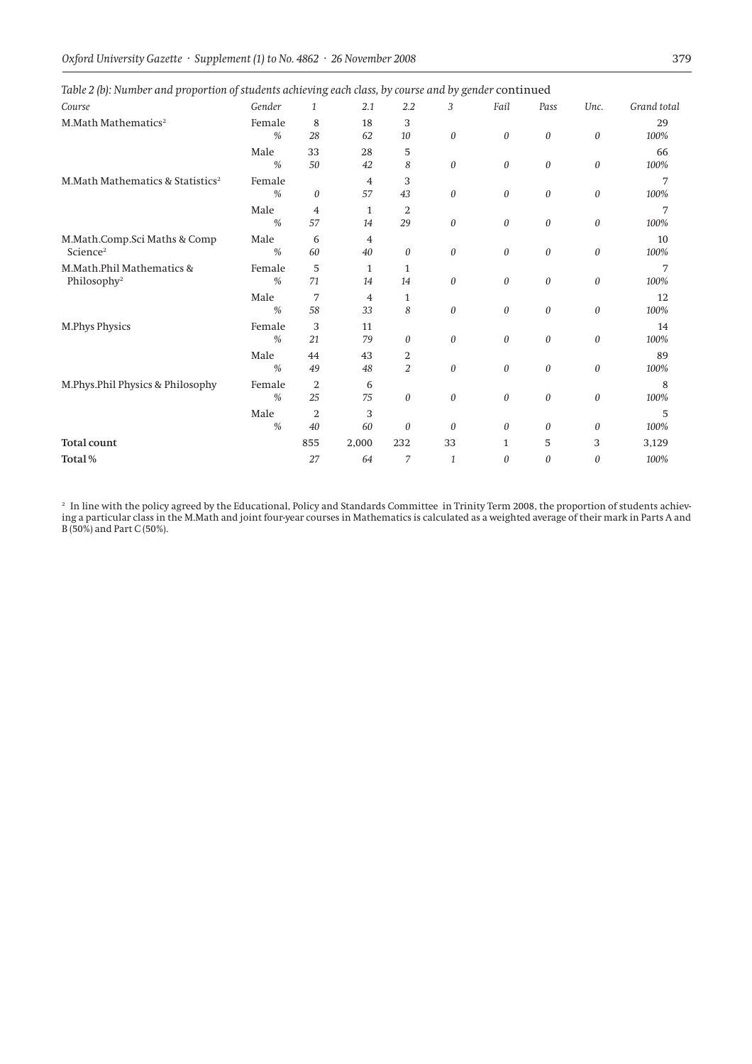*Table 2 (b): Number and proportion of students achieving each class, by course and by gender* continued

| *Course* | *Gender* | *1* | *2.1* | *2.2* | *3* | *Fail* | *Pass* | *Unc.* | *Grand total* |
|---|---|---|---|---|---|---|---|---|---|
| M.Math Mathematics[2] | Female | 8 | 18 | 3 | | | | | 29 |
| | *%* | *28* | *62* | *10* | *0* | *0* | *0* | *0* | *100%* |
| | Male | 33 | 28 | 5 | | | | | 66 |
| | *%* | *50* | *42* | *8* | *0* | *0* | *0* | *0* | *100%* |
| M.Math Mathematics & Statistics[2] | Female | | 4 | 3 | | | | | 7 |
| | *%* | *0* | *57* | *43* | *0* | *0* | *0* | *0* | *100%* |
| | Male | 4 | 1 | 2 | | | | | 7 |
| | *%* | *57* | *14* | *29* | *0* | *0* | *0* | *0* | *100%* |
| M.Math.Comp.Sci Maths & Comp Science[2] | Male | 6 | 4 | | | | | | 10 |
| | *%* | *60* | *40* | *0* | *0* | *0* | *0* | *0* | *100%* |
| M.Math.Phil Mathematics & Philosophy[2] | Female | 5 | 1 | 1 | | | | | 7 |
| | *%* | *71* | *14* | *14* | *0* | *0* | *0* | *0* | *100%* |
| | Male | 7 | 4 | 1 | | | | | 12 |
| | *%* | *58* | *33* | *8* | *0* | *0* | *0* | *0* | *100%* |
| M.Phys Physics | Female | 3 | 11 | | | | | | 14 |
| | *%* | *21* | *79* | *0* | *0* | *0* | *0* | *0* | *100%* |
| | Male | 44 | 43 | 2 | | | | | 89 |
| | *%* | *49* | *48* | *2* | *0* | *0* | *0* | *0* | *100%* |
| M.Phys.Phil Physics & Philosophy | Female | 2 | 6 | | | | | | 8 |
| | *%* | *25* | *75* | *0* | *0* | *0* | *0* | *0* | *100%* |
| | Male | 2 | 3 | | | | | | 5 |
| | *%* | *40* | *60* | *0* | *0* | *0* | *0* | *0* | *100%* |
| **Total count** | | 855 | 2,000 | 232 | 33 | 1 | 5 | 3 | 3,129 |
| **Total %** | | *27* | *64* | *7* | *1* | *0* | *0* | *0* | *100%* |

[2] In line with the policy agreed by the Educational, Policy and Standards Committee in Trinity Term 2008, the proportion of students achieving a particular class in the M.Math and joint four-year courses in Mathematics is calculated as a weighted average of their mark in Parts A and B (50%) and Part C (50%).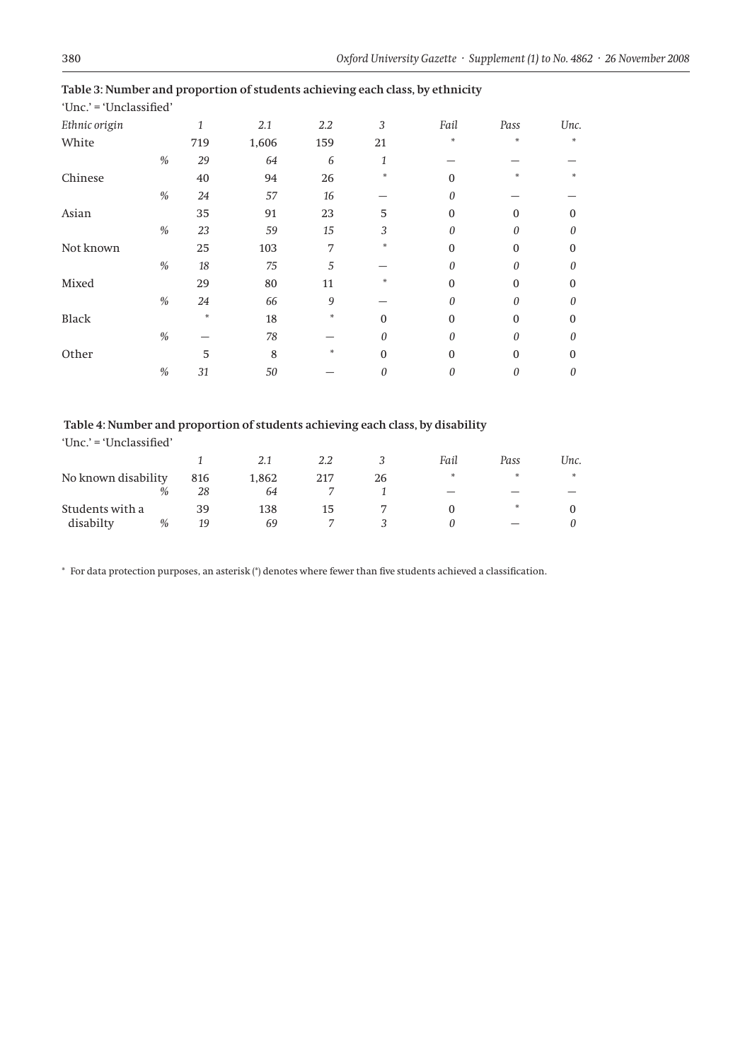**Table 3: Number and proportion of students achieving each class, by ethnicity**

'Unc.' = 'Unclassified'

| *Ethnic origin* | | *1* | *2.1* | *2.2* | *3* | *Fail* | *Pass* | *Unc.* |
|---|---|---|---|---|---|---|---|---|
| White | | 719 | 1,606 | 159 | 21 | * | * | * |
| | *%* | *29* | *64* | *6* | *1* | — | — | — |
| Chinese | | 40 | 94 | 26 | * | 0 | * | * |
| | *%* | *24* | *57* | *16* | — | *0* | — | — |
| Asian | | 35 | 91 | 23 | 5 | 0 | 0 | 0 |
| | *%* | *23* | *59* | *15* | *3* | *0* | *0* | *0* |
| Not known | | 25 | 103 | 7 | * | 0 | 0 | 0 |
| | *%* | *18* | *75* | *5* | — | *0* | *0* | *0* |
| Mixed | | 29 | 80 | 11 | * | 0 | 0 | 0 |
| | *%* | *24* | *66* | *9* | — | *0* | *0* | *0* |
| Black | | * | 18 | * | 0 | 0 | 0 | 0 |
| | *%* | — | *78* | — | *0* | *0* | *0* | *0* |
| Other | | 5 | 8 | * | 0 | 0 | 0 | 0 |
| | *%* | *31* | *50* | — | *0* | *0* | *0* | *0* |

**Table 4: Number and proportion of students achieving each class, by disability**

'Unc.' = 'Unclassified'

| | | *1* | *2.1* | *2.2* | *3* | *Fail* | *Pass* | *Unc.* |
|---|---|---|---|---|---|---|---|---|
| No known disability | | 816 | 1,862 | 217 | 26 | * | * | * |
| | *%* | *28* | *64* | *7* | *1* | — | — | — |
| Students with a disabilty | | 39 | 138 | 15 | 7 | 0 | * | 0 |
| | *%* | *19* | *69* | *7* | *3* | *0* | — | *0* |

* For data protection purposes, an asterisk (*) denotes where fewer than five students achieved a classification.